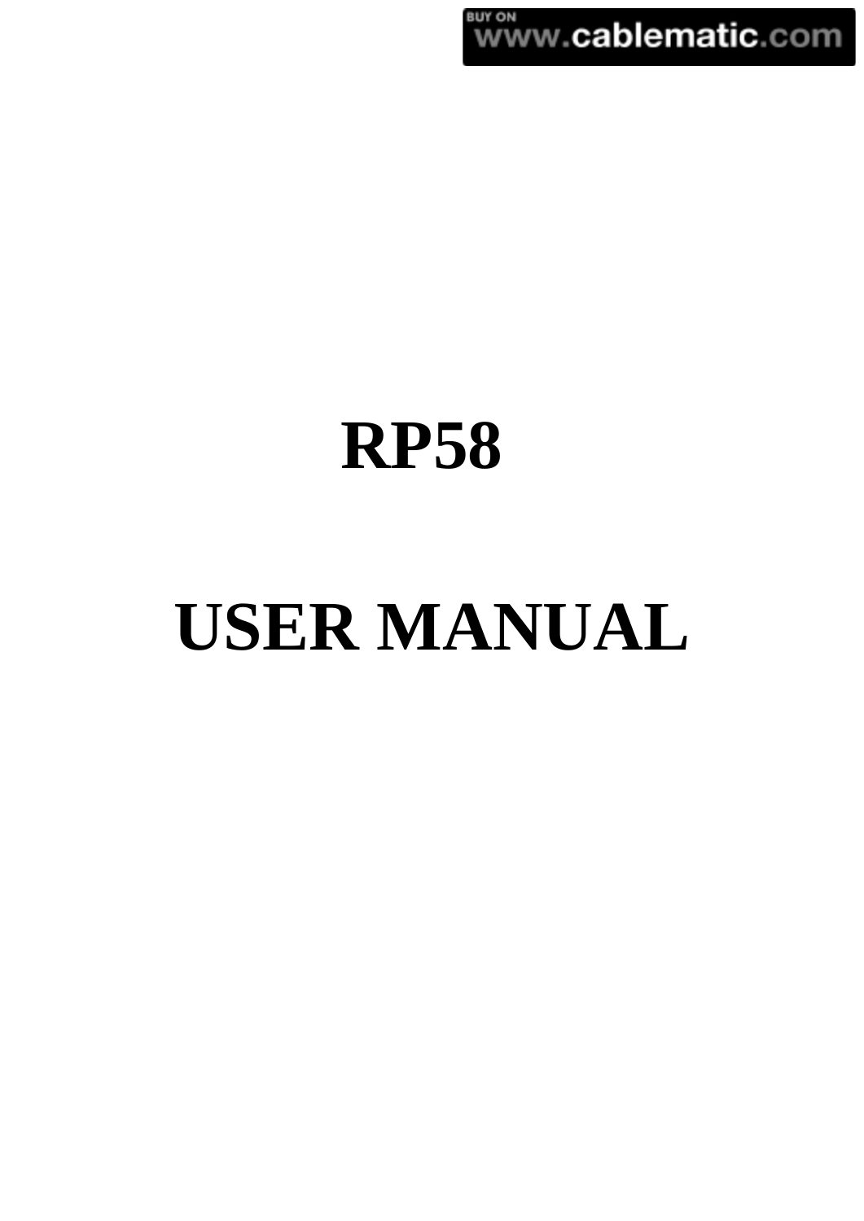BUY ON www.cablematic.com

# RP58

# USER MANUAL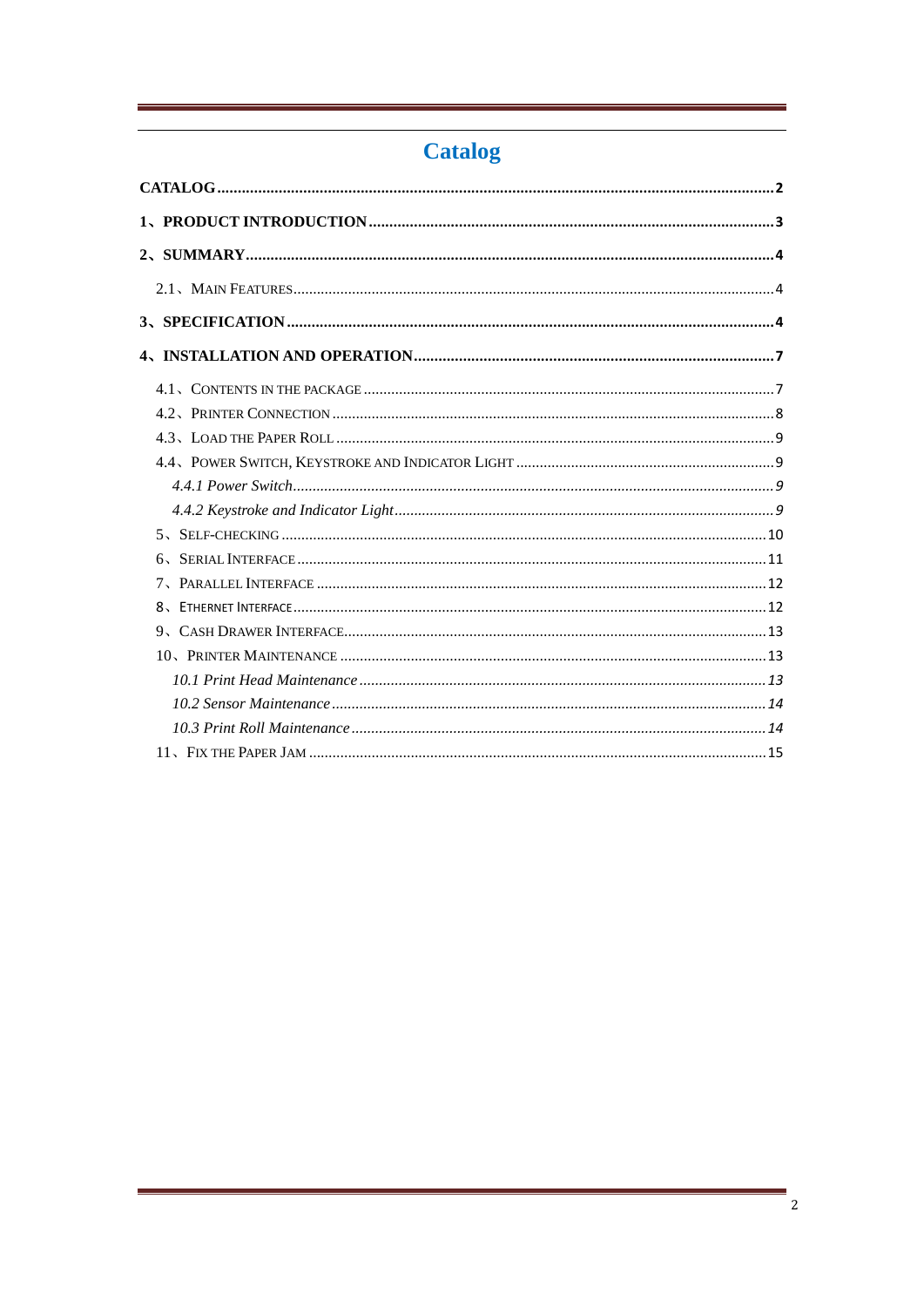# Catalog

**CATALOG** .......... **2**

**1、PRODUCT INTRODUCTION** .......... **3**

**2、SUMMARY** .......... **4**

2.1、MAIN FEATURES .......... 4

**3、SPECIFICATION** .......... **4**

**4、INSTALLATION AND OPERATION** .......... **7**

4.1、CONTENTS IN THE PACKAGE .......... 7

4.2、PRINTER CONNECTION .......... 8

4.3、LOAD THE PAPER ROLL .......... 9

4.4、POWER SWITCH, KEYSTROKE AND INDICATOR LIGHT .......... 9

*4.4.1 Power Switch* .......... *9*

*4.4.2 Keystroke and Indicator Light* .......... *9*

5、SELF-CHECKING .......... 10

6、SERIAL INTERFACE .......... 11

7、PARALLEL INTERFACE .......... 12

8、ETHERNET INTERFACE .......... 12

9、CASH DRAWER INTERFACE .......... 13

10、PRINTER MAINTENANCE .......... 13

*10.1 Print Head Maintenance* .......... *13*

*10.2 Sensor Maintenance* .......... *14*

*10.3 Print Roll Maintenance* .......... *14*

11、FIX THE PAPER JAM .......... 15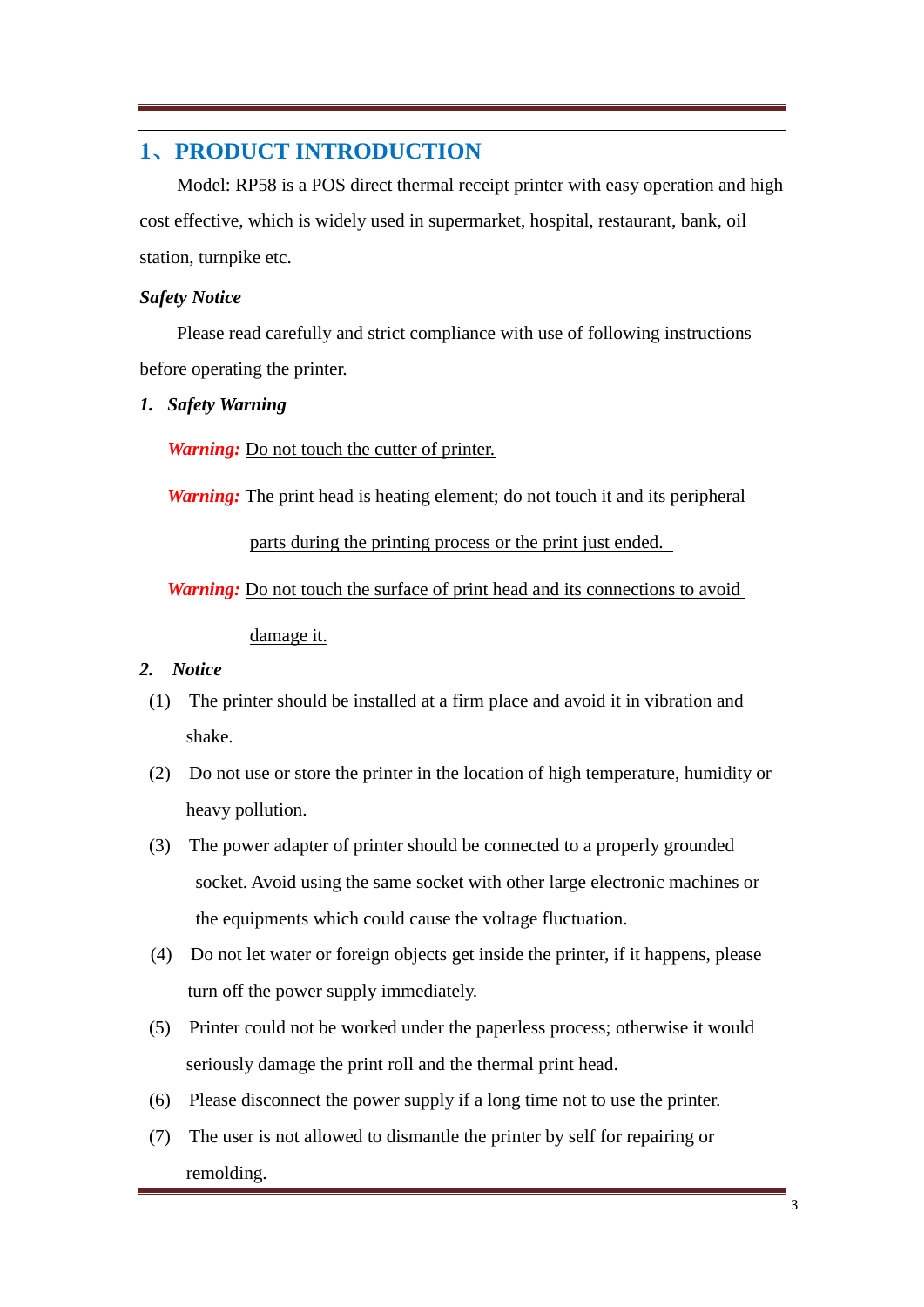# 1、PRODUCT INTRODUCTION

Model: RP58 is a POS direct thermal receipt printer with easy operation and high cost effective, which is widely used in supermarket, hospital, restaurant, bank, oil station, turnpike etc.

***Safety Notice***

Please read carefully and strict compliance with use of following instructions before operating the printer.

***1. Safety Warning***

***Warning:*** Do not touch the cutter of printer.

***Warning:*** The print head is heating element; do not touch it and its peripheral parts during the printing process or the print just ended.

***Warning:*** Do not touch the surface of print head and its connections to avoid damage it.

***2. Notice***

(1) The printer should be installed at a firm place and avoid it in vibration and shake.

(2) Do not use or store the printer in the location of high temperature, humidity or heavy pollution.

(3) The power adapter of printer should be connected to a properly grounded socket. Avoid using the same socket with other large electronic machines or the equipments which could cause the voltage fluctuation.

(4) Do not let water or foreign objects get inside the printer, if it happens, please turn off the power supply immediately.

(5) Printer could not be worked under the paperless process; otherwise it would seriously damage the print roll and the thermal print head.

(6) Please disconnect the power supply if a long time not to use the printer.

(7) The user is not allowed to dismantle the printer by self for repairing or remolding.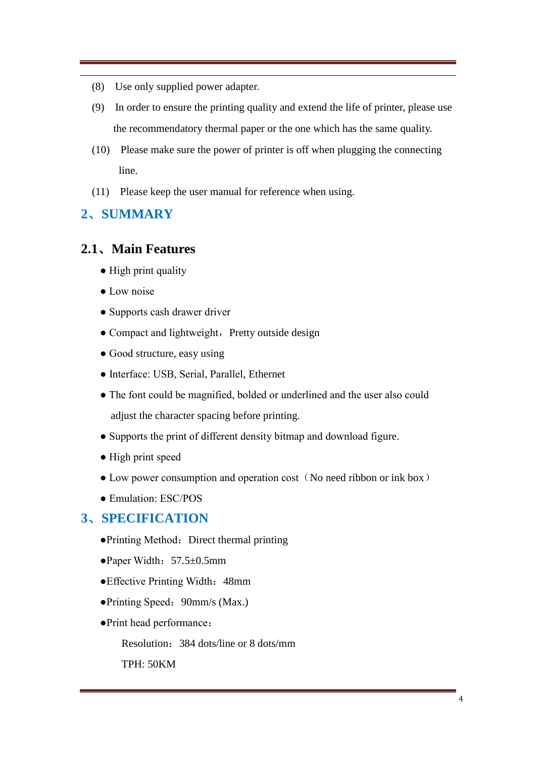(8) Use only supplied power adapter.

(9) In order to ensure the printing quality and extend the life of printer, please use the recommendatory thermal paper or the one which has the same quality.

(10) Please make sure the power of printer is off when plugging the connecting line.

(11) Please keep the user manual for reference when using.

# 2、SUMMARY

## 2.1、Main Features

- High print quality
- Low noise
- Supports cash drawer driver
- Compact and lightweight，Pretty outside design
- Good structure, easy using
- Interface: USB, Serial, Parallel, Ethernet
- The font could be magnified, bolded or underlined and the user also could adjust the character spacing before printing.
- Supports the print of different density bitmap and download figure.
- High print speed
- Low power consumption and operation cost（No need ribbon or ink box）
- Emulation: ESC/POS

# 3、SPECIFICATION

- Printing Method：Direct thermal printing
- Paper Width：57.5±0.5mm
- Effective Printing Width：48mm
- Printing Speed：90mm/s (Max.)
- Print head performance：

  Resolution：384 dots/line or 8 dots/mm

  TPH: 50KM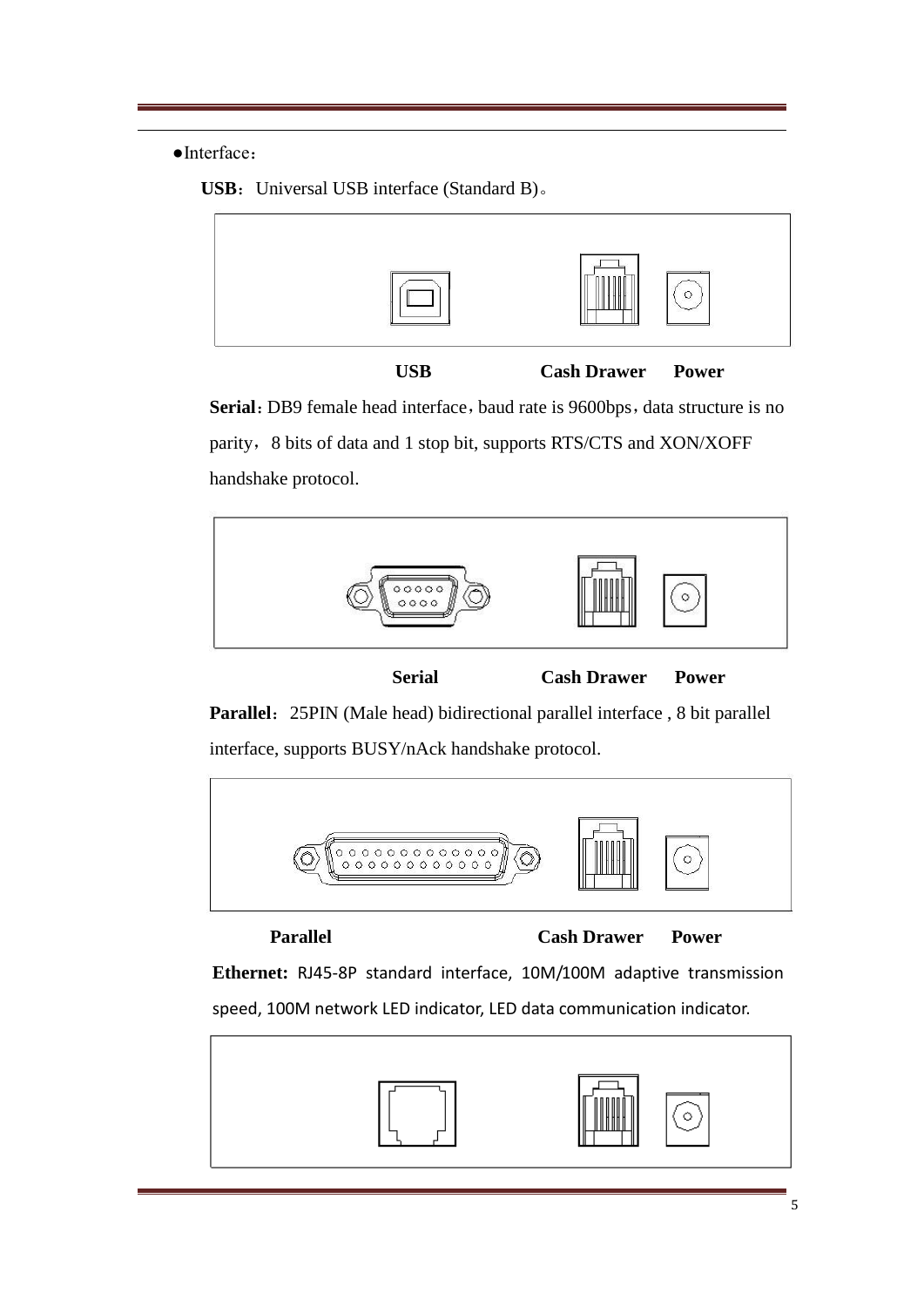●Interface：

**USB**：Universal USB interface (Standard B)。

**USB** **Cash Drawer** **Power**

**Serial**：DB9 female head interface，baud rate is 9600bps，data structure is no parity，8 bits of data and 1 stop bit, supports RTS/CTS and XON/XOFF handshake protocol.

**Serial** **Cash Drawer** **Power**

**Parallel**：25PIN (Male head) bidirectional parallel interface , 8 bit parallel interface, supports BUSY/nAck handshake protocol.

**Parallel** **Cash Drawer** **Power**

**Ethernet:** RJ45-8P standard interface, 10M/100M adaptive transmission speed, 100M network LED indicator, LED data communication indicator.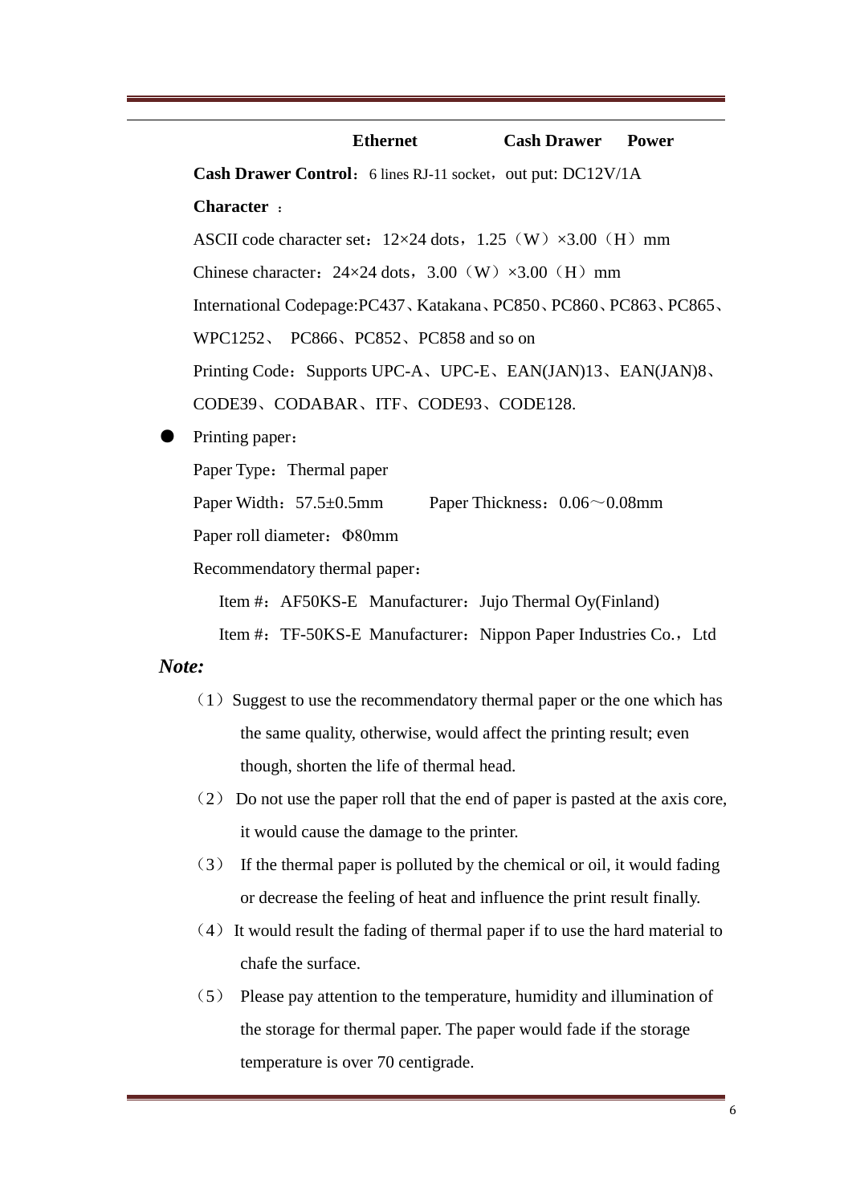**Ethernet** **Cash Drawer** **Power**

**Cash Drawer Control**：6 lines RJ-11 socket，out put: DC12V/1A

**Character** ：

ASCII code character set：12×24 dots，1.25（W）×3.00（H）mm

Chinese character：24×24 dots，3.00（W）×3.00（H）mm

International Codepage:PC437、Katakana、PC850、PC860、PC863、PC865、WPC1252、 PC866、PC852、PC858 and so on

Printing Code：Supports UPC-A、UPC-E、EAN(JAN)13、EAN(JAN)8、CODE39、CODABAR、ITF、CODE93、CODE128.

- Printing paper：

  Paper Type：Thermal paper

  Paper Width：57.5±0.5mm     Paper Thickness：0.06～0.08mm

  Paper roll diameter：Φ80mm

  Recommendatory thermal paper：

  Item #：AF50KS-E  Manufacturer：Jujo Thermal Oy(Finland)

  Item #：TF-50KS-E  Manufacturer：Nippon Paper Industries Co.，Ltd

***Note:***

（1）Suggest to use the recommendatory thermal paper or the one which has the same quality, otherwise, would affect the printing result; even though, shorten the life of thermal head.

（2） Do not use the paper roll that the end of paper is pasted at the axis core, it would cause the damage to the printer.

（3） If the thermal paper is polluted by the chemical or oil, it would fading or decrease the feeling of heat and influence the print result finally.

（4）It would result the fading of thermal paper if to use the hard material to chafe the surface.

（5） Please pay attention to the temperature, humidity and illumination of the storage for thermal paper. The paper would fade if the storage temperature is over 70 centigrade.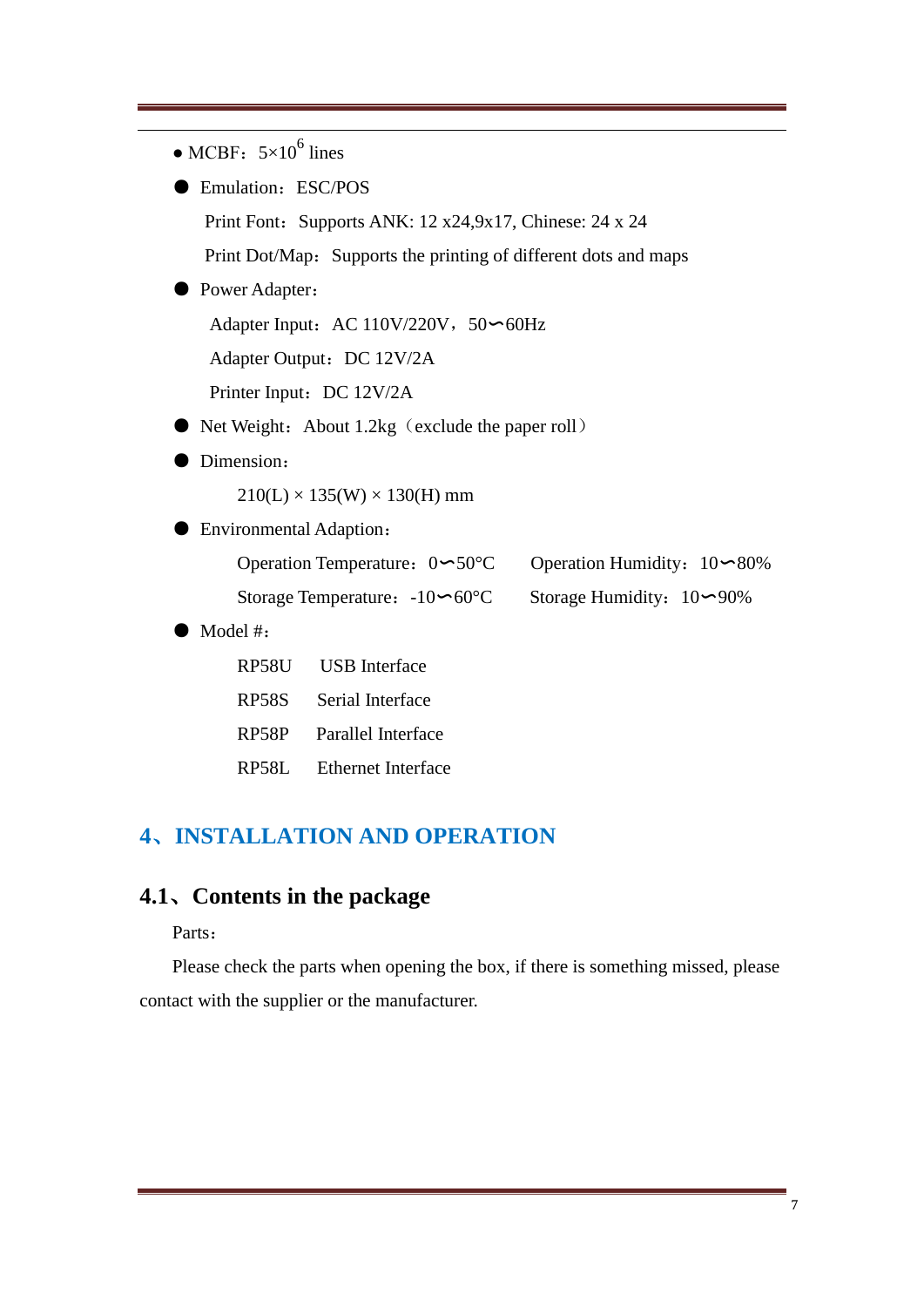- MCBF： $5×10^6$ lines
- Emulation：ESC/POS

  Print Font：Supports ANK: 12 x24,9x17, Chinese: 24 x 24

  Print Dot/Map：Supports the printing of different dots and maps
- Power Adapter：

  Adapter Input：AC 110V/220V，50∽60Hz

  Adapter Output：DC 12V/2A

  Printer Input：DC 12V/2A
- Net Weight：About 1.2kg（exclude the paper roll）
- Dimension：

  210(L) × 135(W) × 130(H) mm
- Environmental Adaption：

  Operation Temperature：0∽50°C　　Operation Humidity：10∽80%

  Storage Temperature：-10∽60°C　　Storage Humidity：10∽90%
- Model #：

  RP58U　USB Interface

  RP58S　Serial Interface

  RP58P　Parallel Interface

  RP58L　Ethernet Interface

# 4、INSTALLATION AND OPERATION

## 4.1、Contents in the package

Parts：

Please check the parts when opening the box, if there is something missed, please contact with the supplier or the manufacturer.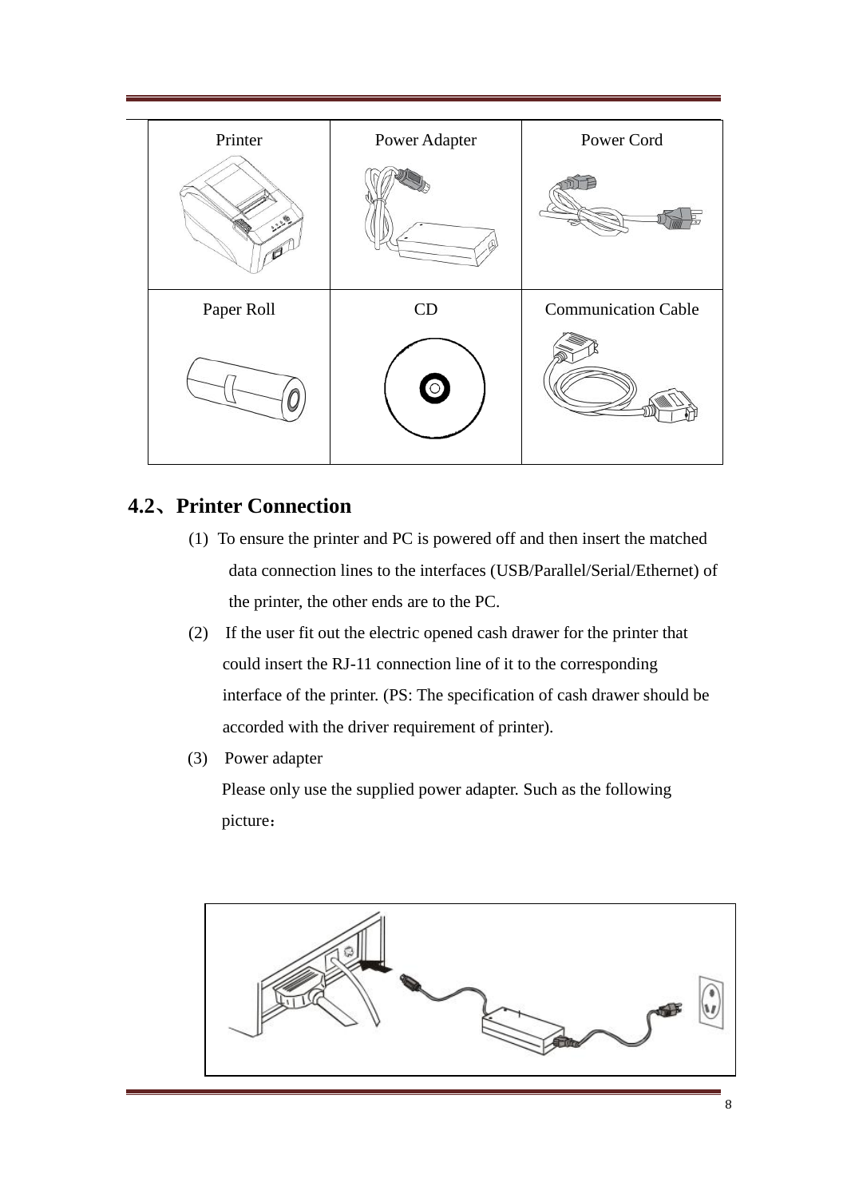| Printer | Power Adapter | Power Cord |
|---|---|---|
| Paper Roll | CD | Communication Cable |

## 4.2、Printer Connection

(1) To ensure the printer and PC is powered off and then insert the matched data connection lines to the interfaces (USB/Parallel/Serial/Ethernet) of the printer, the other ends are to the PC.

(2) If the user fit out the electric opened cash drawer for the printer that could insert the RJ-11 connection line of it to the corresponding interface of the printer. (PS: The specification of cash drawer should be accorded with the driver requirement of printer).

(3) Power adapter

Please only use the supplied power adapter. Such as the following picture：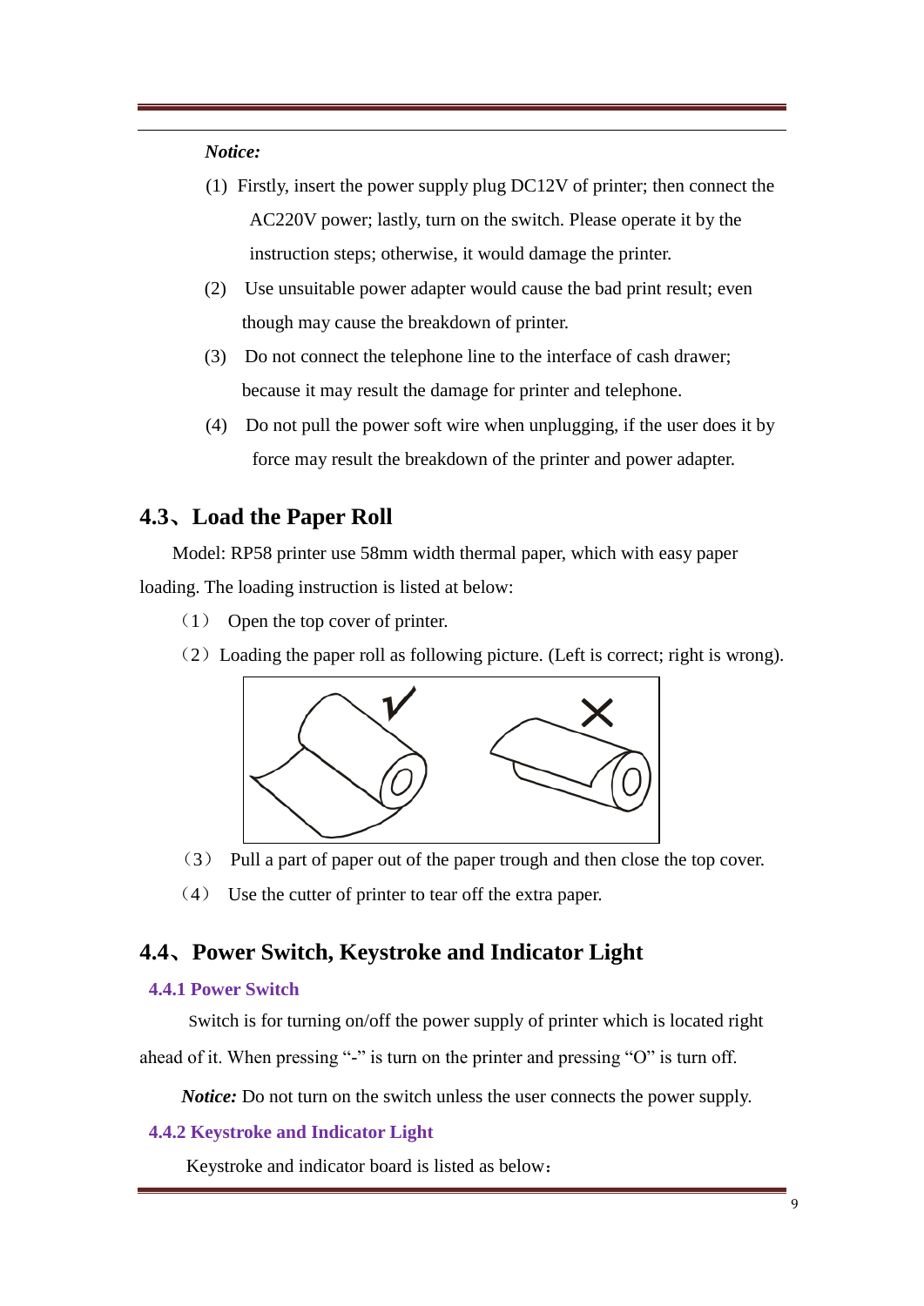***Notice:***

(1) Firstly, insert the power supply plug DC12V of printer; then connect the AC220V power; lastly, turn on the switch. Please operate it by the instruction steps; otherwise, it would damage the printer.

(2) Use unsuitable power adapter would cause the bad print result; even though may cause the breakdown of printer.

(3) Do not connect the telephone line to the interface of cash drawer; because it may result the damage for printer and telephone.

(4) Do not pull the power soft wire when unplugging, if the user does it by force may result the breakdown of the printer and power adapter.

## 4.3、Load the Paper Roll

Model: RP58 printer use 58mm width thermal paper, which with easy paper loading. The loading instruction is listed at below:

（1） Open the top cover of printer.

（2）Loading the paper roll as following picture. (Left is correct; right is wrong).

（3） Pull a part of paper out of the paper trough and then close the top cover.

（4） Use the cutter of printer to tear off the extra paper.

## 4.4、Power Switch, Keystroke and Indicator Light

### 4.4.1 Power Switch

Switch is for turning on/off the power supply of printer which is located right ahead of it. When pressing "-" is turn on the printer and pressing "O" is turn off.

***Notice:*** Do not turn on the switch unless the user connects the power supply.

### 4.4.2 Keystroke and Indicator Light

Keystroke and indicator board is listed as below：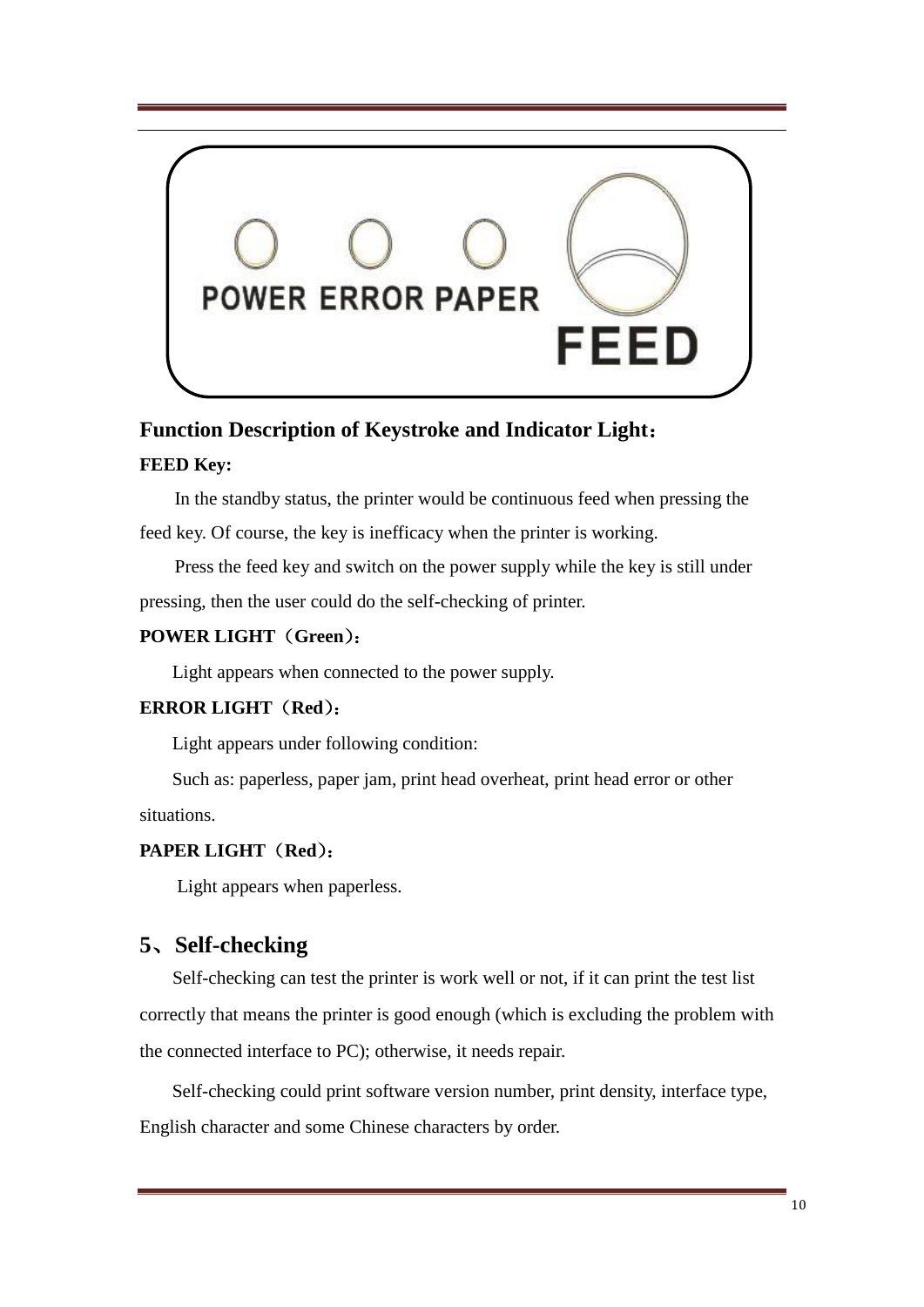POWER ERROR PAPER

FEED

**Function Description of Keystroke and Indicator Light：**

**FEED Key:**

In the standby status, the printer would be continuous feed when pressing the feed key. Of course, the key is inefficacy when the printer is working.

Press the feed key and switch on the power supply while the key is still under pressing, then the user could do the self-checking of printer.

**POWER LIGHT（Green）：**

Light appears when connected to the power supply.

**ERROR LIGHT（Red）：**

Light appears under following condition:

Such as: paperless, paper jam, print head overheat, print head error or other situations.

**PAPER LIGHT（Red）：**

Light appears when paperless.

## 5、Self-checking

Self-checking can test the printer is work well or not, if it can print the test list correctly that means the printer is good enough (which is excluding the problem with the connected interface to PC); otherwise, it needs repair.

Self-checking could print software version number, print density, interface type, English character and some Chinese characters by order.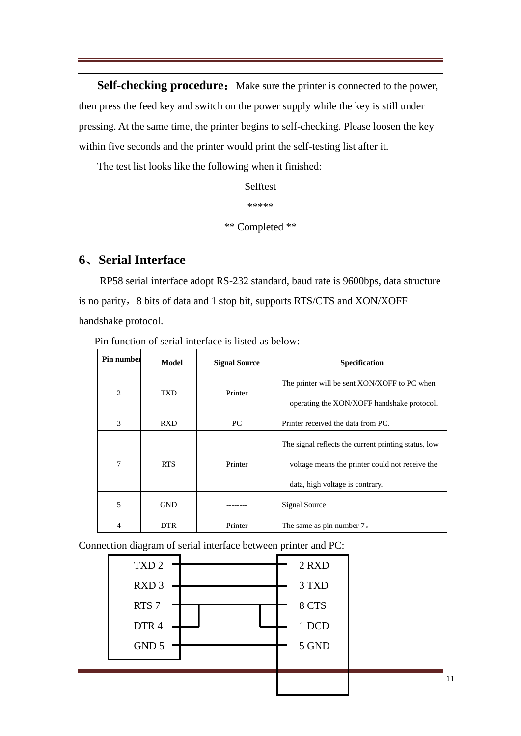**Self-checking procedure：** Make sure the printer is connected to the power, then press the feed key and switch on the power supply while the key is still under pressing. At the same time, the printer begins to self-checking. Please loosen the key within five seconds and the printer would print the self-testing list after it.

The test list looks like the following when it finished:

Selftest

*****

** Completed **

## 6、Serial Interface

RP58 serial interface adopt RS-232 standard, baud rate is 9600bps, data structure is no parity，8 bits of data and 1 stop bit, supports RTS/CTS and XON/XOFF handshake protocol.

Pin function of serial interface is listed as below:

| Pin number | Model | Signal Source | Specification |
|---|---|---|---|
| 2 | TXD | Printer | The printer will be sent XON/XOFF to PC when operating the XON/XOFF handshake protocol. |
| 3 | RXD | PC | Printer received the data from PC. |
| 7 | RTS | Printer | The signal reflects the current printing status, low voltage means the printer could not receive the data, high voltage is contrary. |
| 5 | GND | -------- | Signal Source |
| 4 | DTR | Printer | The same as pin number 7。 |

Connection diagram of serial interface between printer and PC:

| Printer | PC |
|---|---|
| TXD 2 | 2 RXD |
| RXD 3 | 3 TXD |
| RTS 7 | 8 CTS |
| DTR 4 | 1 DCD |
| GND 5 | 5 GND |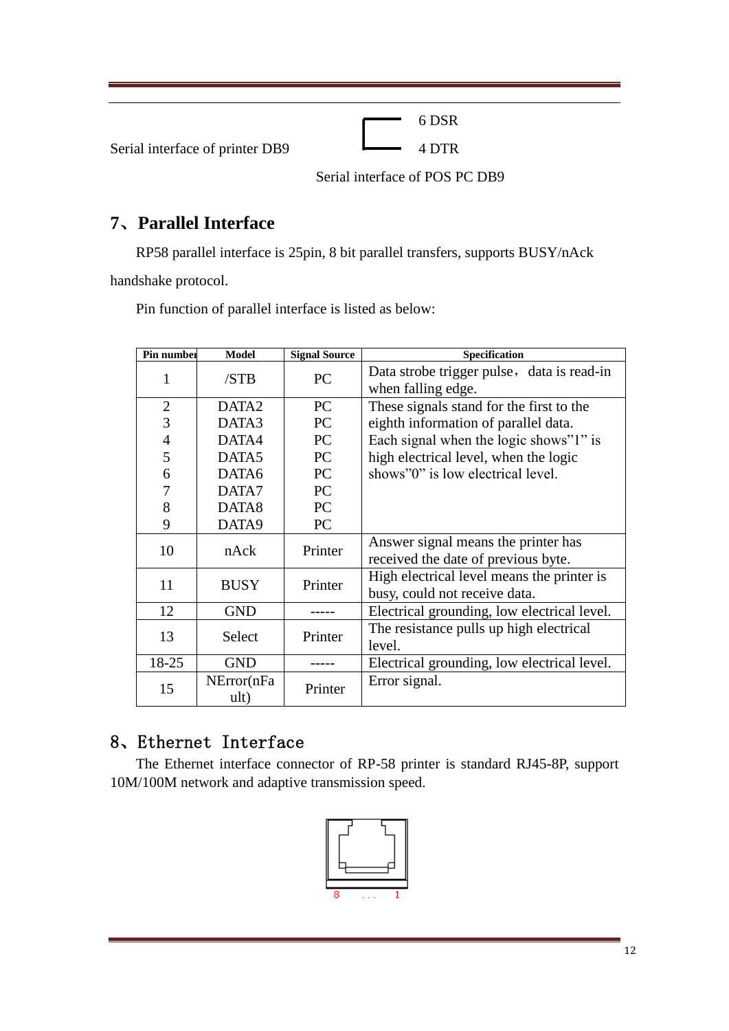Serial interface of printer DB9 6 DSR 4 DTR

Serial interface of POS PC DB9

## 7、Parallel Interface

RP58 parallel interface is 25pin, 8 bit parallel transfers, supports BUSY/nAck handshake protocol.

Pin function of parallel interface is listed as below:

| Pin number | Model | Signal Source | Specification |
|---|---|---|---|
| 1 | /STB | PC | Data strobe trigger pulse， data is read-in when falling edge. |
| 2<br>3<br>4<br>5<br>6<br>7<br>8<br>9 | DATA2<br>DATA3<br>DATA4<br>DATA5<br>DATA6<br>DATA7<br>DATA8<br>DATA9 | PC<br>PC<br>PC<br>PC<br>PC<br>PC<br>PC<br>PC | These signals stand for the first to the eighth information of parallel data. Each signal when the logic shows"1" is high electrical level, when the logic shows"0" is low electrical level. |
| 10 | nAck | Printer | Answer signal means the printer has received the date of previous byte. |
| 11 | BUSY | Printer | High electrical level means the printer is busy, could not receive data. |
| 12 | GND | ----- | Electrical grounding, low electrical level. |
| 13 | Select | Printer | The resistance pulls up high electrical level. |
| 18-25 | GND | ----- | Electrical grounding, low electrical level. |
| 15 | NError(nFault) | Printer | Error signal. |

## 8、Ethernet Interface

The Ethernet interface connector of RP-58 printer is standard RJ45-8P, support 10M/100M network and adaptive transmission speed.

8 ... 1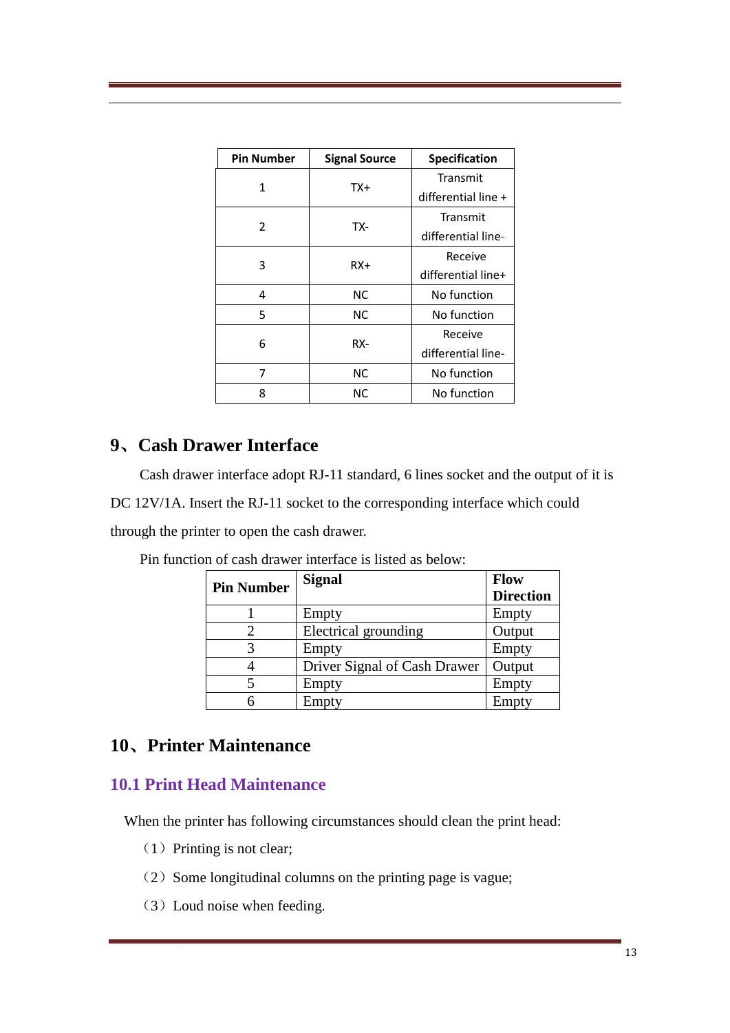| Pin Number | Signal Source | Specification |
|---|---|---|
| 1 | TX+ | Transmit differential line + |
| 2 | TX- | Transmit differential line- |
| 3 | RX+ | Receive differential line+ |
| 4 | NC | No function |
| 5 | NC | No function |
| 6 | RX- | Receive differential line- |
| 7 | NC | No function |
| 8 | NC | No function |

## 9、Cash Drawer Interface

Cash drawer interface adopt RJ-11 standard, 6 lines socket and the output of it is DC 12V/1A. Insert the RJ-11 socket to the corresponding interface which could through the printer to open the cash drawer.

Pin function of cash drawer interface is listed as below:

| Pin Number | Signal | Flow Direction |
|---|---|---|
| 1 | Empty | Empty |
| 2 | Electrical grounding | Output |
| 3 | Empty | Empty |
| 4 | Driver Signal of Cash Drawer | Output |
| 5 | Empty | Empty |
| 6 | Empty | Empty |

## 10、Printer Maintenance

### 10.1 Print Head Maintenance

When the printer has following circumstances should clean the print head:

（1）Printing is not clear;

（2）Some longitudinal columns on the printing page is vague;

（3）Loud noise when feeding.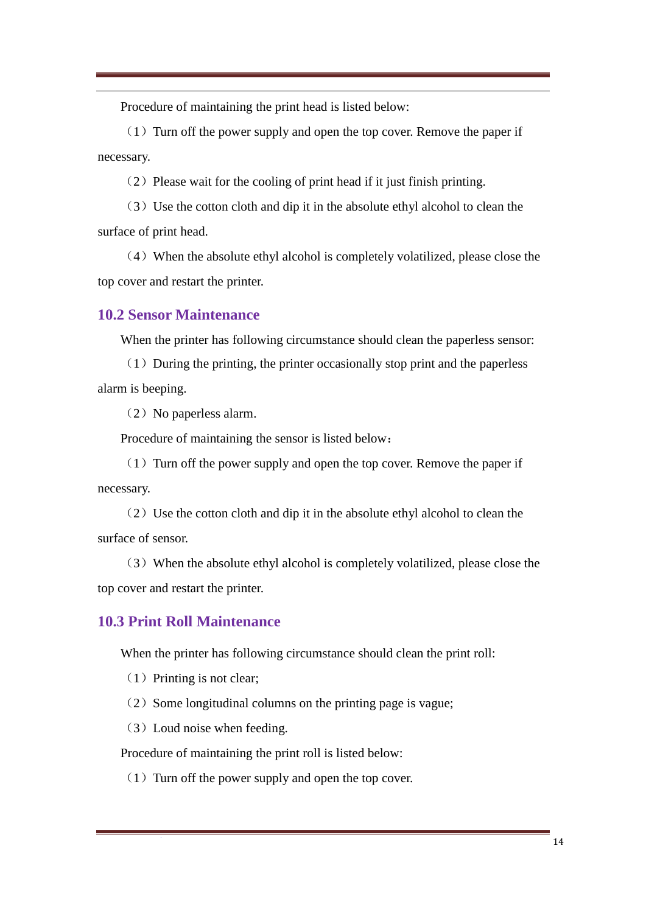Procedure of maintaining the print head is listed below:

（1）Turn off the power supply and open the top cover. Remove the paper if necessary.

（2）Please wait for the cooling of print head if it just finish printing.

（3）Use the cotton cloth and dip it in the absolute ethyl alcohol to clean the surface of print head.

（4）When the absolute ethyl alcohol is completely volatilized, please close the top cover and restart the printer.

## 10.2 Sensor Maintenance

When the printer has following circumstance should clean the paperless sensor:

（1）During the printing, the printer occasionally stop print and the paperless alarm is beeping.

（2）No paperless alarm.

Procedure of maintaining the sensor is listed below：

（1）Turn off the power supply and open the top cover. Remove the paper if necessary.

（2）Use the cotton cloth and dip it in the absolute ethyl alcohol to clean the surface of sensor.

（3）When the absolute ethyl alcohol is completely volatilized, please close the top cover and restart the printer.

## 10.3 Print Roll Maintenance

When the printer has following circumstance should clean the print roll:

（1）Printing is not clear;

（2）Some longitudinal columns on the printing page is vague;

（3）Loud noise when feeding.

Procedure of maintaining the print roll is listed below:

（1）Turn off the power supply and open the top cover.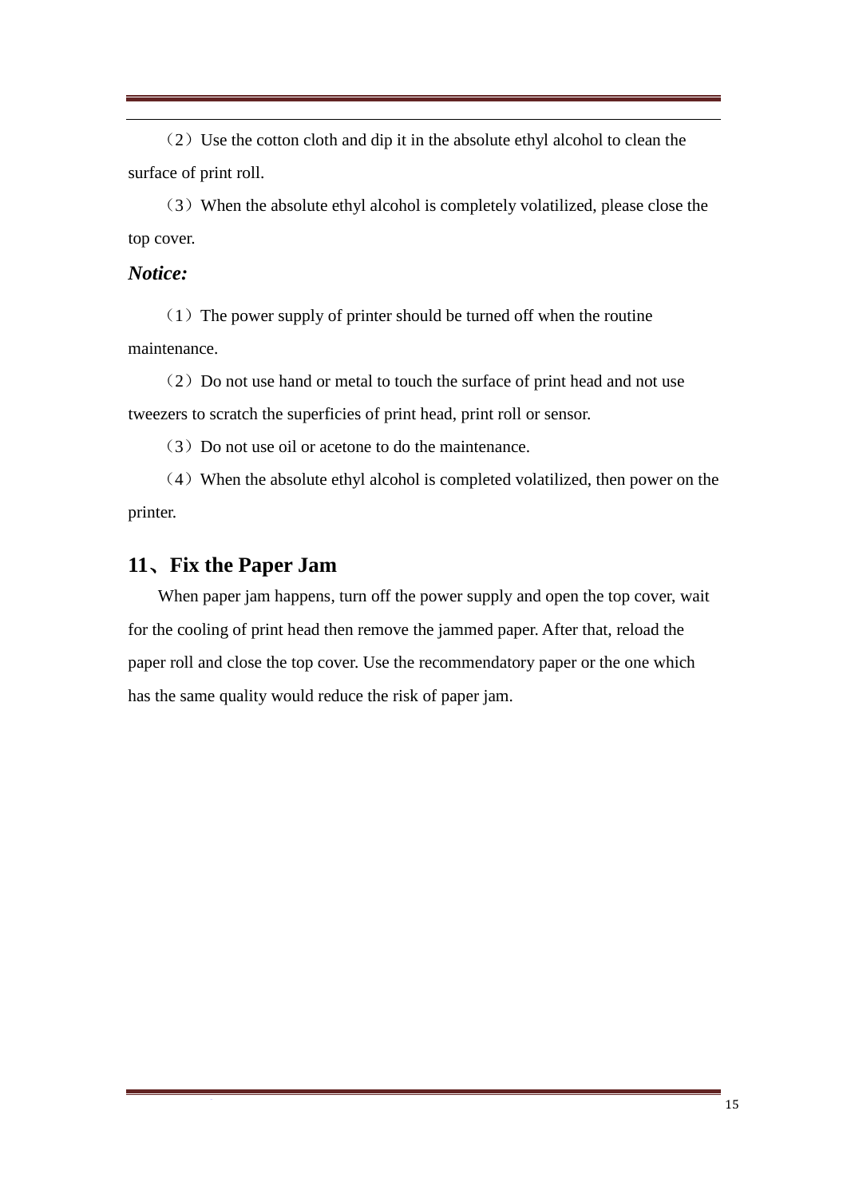（2）Use the cotton cloth and dip it in the absolute ethyl alcohol to clean the surface of print roll.

（3）When the absolute ethyl alcohol is completely volatilized, please close the top cover.

***Notice:***

（1）The power supply of printer should be turned off when the routine maintenance.

（2）Do not use hand or metal to touch the surface of print head and not use tweezers to scratch the superficies of print head, print roll or sensor.

（3）Do not use oil or acetone to do the maintenance.

（4）When the absolute ethyl alcohol is completed volatilized, then power on the printer.

## 11、Fix the Paper Jam

When paper jam happens, turn off the power supply and open the top cover, wait for the cooling of print head then remove the jammed paper. After that, reload the paper roll and close the top cover. Use the recommendatory paper or the one which has the same quality would reduce the risk of paper jam.